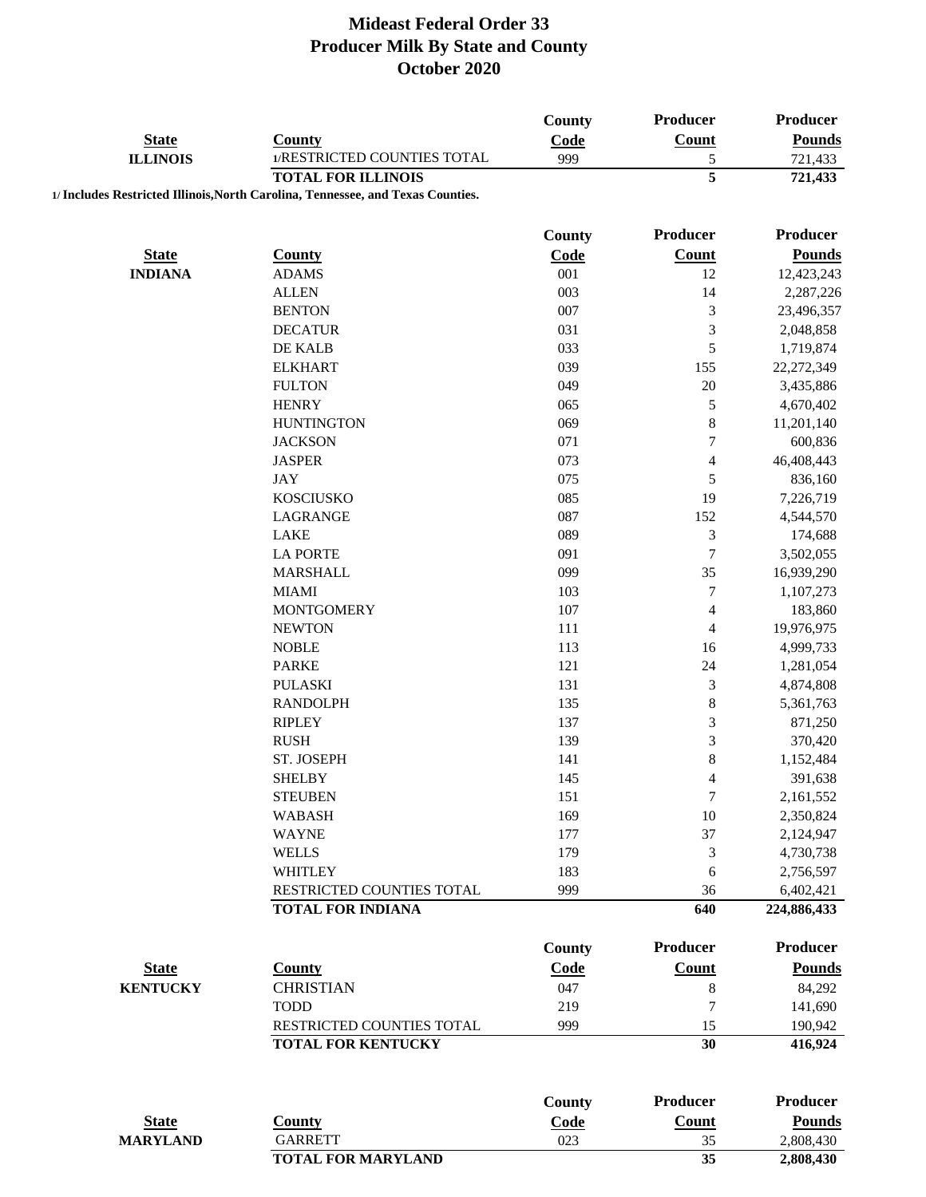# Mideast Federal Order 33
# Producer Milk By State and County
# October 2020

| State | County | County Code | Producer Count | Producer Pounds |
|---|---|---|---|---|
| ILLINOIS | 1/RESTRICTED COUNTIES TOTAL | 999 | 5 | 721,433 |
| | **TOTAL FOR ILLINOIS** | | **5** | **721,433** |

**1/ Includes Restricted Illinois,North Carolina, Tennessee, and Texas Counties.**

| State | County | County Code | Producer Count | Producer Pounds |
|---|---|---|---|---|
| INDIANA | ADAMS | 001 | 12 | 12,423,243 |
| | ALLEN | 003 | 14 | 2,287,226 |
| | BENTON | 007 | 3 | 23,496,357 |
| | DECATUR | 031 | 3 | 2,048,858 |
| | DE KALB | 033 | 5 | 1,719,874 |
| | ELKHART | 039 | 155 | 22,272,349 |
| | FULTON | 049 | 20 | 3,435,886 |
| | HENRY | 065 | 5 | 4,670,402 |
| | HUNTINGTON | 069 | 8 | 11,201,140 |
| | JACKSON | 071 | 7 | 600,836 |
| | JASPER | 073 | 4 | 46,408,443 |
| | JAY | 075 | 5 | 836,160 |
| | KOSCIUSKO | 085 | 19 | 7,226,719 |
| | LAGRANGE | 087 | 152 | 4,544,570 |
| | LAKE | 089 | 3 | 174,688 |
| | LA PORTE | 091 | 7 | 3,502,055 |
| | MARSHALL | 099 | 35 | 16,939,290 |
| | MIAMI | 103 | 7 | 1,107,273 |
| | MONTGOMERY | 107 | 4 | 183,860 |
| | NEWTON | 111 | 4 | 19,976,975 |
| | NOBLE | 113 | 16 | 4,999,733 |
| | PARKE | 121 | 24 | 1,281,054 |
| | PULASKI | 131 | 3 | 4,874,808 |
| | RANDOLPH | 135 | 8 | 5,361,763 |
| | RIPLEY | 137 | 3 | 871,250 |
| | RUSH | 139 | 3 | 370,420 |
| | ST. JOSEPH | 141 | 8 | 1,152,484 |
| | SHELBY | 145 | 4 | 391,638 |
| | STEUBEN | 151 | 7 | 2,161,552 |
| | WABASH | 169 | 10 | 2,350,824 |
| | WAYNE | 177 | 37 | 2,124,947 |
| | WELLS | 179 | 3 | 4,730,738 |
| | WHITLEY | 183 | 6 | 2,756,597 |
| | RESTRICTED COUNTIES TOTAL | 999 | 36 | 6,402,421 |
| | **TOTAL FOR INDIANA** | | **640** | **224,886,433** |

| State | County | County Code | Producer Count | Producer Pounds |
|---|---|---|---|---|
| KENTUCKY | CHRISTIAN | 047 | 8 | 84,292 |
| | TODD | 219 | 7 | 141,690 |
| | RESTRICTED COUNTIES TOTAL | 999 | 15 | 190,942 |
| | **TOTAL FOR KENTUCKY** | | **30** | **416,924** |

| State | County | County Code | Producer Count | Producer Pounds |
|---|---|---|---|---|
| MARYLAND | GARRETT | 023 | 35 | 2,808,430 |
| | **TOTAL FOR MARYLAND** | | **35** | **2,808,430** |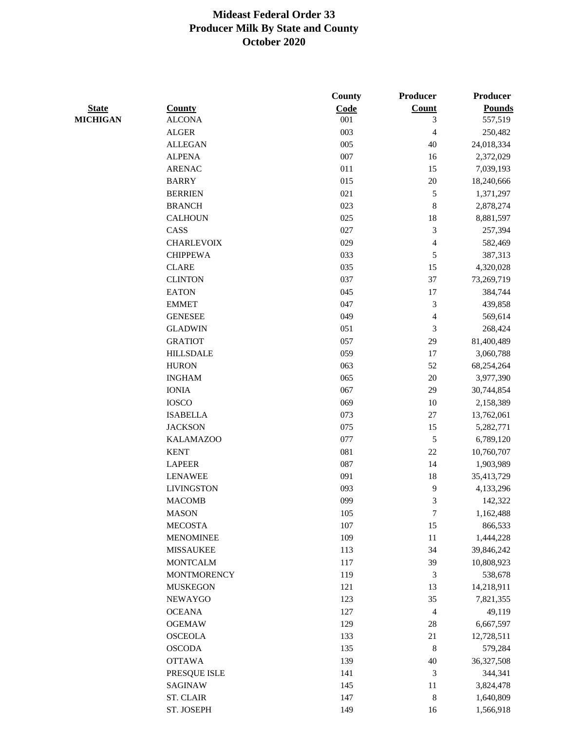# Mideast Federal Order 33
# Producer Milk By State and County
# October 2020

| State | County | County Code | Producer Count | Producer Pounds |
|---|---|---|---|---|
| MICHIGAN | ALCONA | 001 | 3 | 557,519 |
| | ALGER | 003 | 4 | 250,482 |
| | ALLEGAN | 005 | 40 | 24,018,334 |
| | ALPENA | 007 | 16 | 2,372,029 |
| | ARENAC | 011 | 15 | 7,039,193 |
| | BARRY | 015 | 20 | 18,240,666 |
| | BERRIEN | 021 | 5 | 1,371,297 |
| | BRANCH | 023 | 8 | 2,878,274 |
| | CALHOUN | 025 | 18 | 8,881,597 |
| | CASS | 027 | 3 | 257,394 |
| | CHARLEVOIX | 029 | 4 | 582,469 |
| | CHIPPEWA | 033 | 5 | 387,313 |
| | CLARE | 035 | 15 | 4,320,028 |
| | CLINTON | 037 | 37 | 73,269,719 |
| | EATON | 045 | 17 | 384,744 |
| | EMMET | 047 | 3 | 439,858 |
| | GENESEE | 049 | 4 | 569,614 |
| | GLADWIN | 051 | 3 | 268,424 |
| | GRATIOT | 057 | 29 | 81,400,489 |
| | HILLSDALE | 059 | 17 | 3,060,788 |
| | HURON | 063 | 52 | 68,254,264 |
| | INGHAM | 065 | 20 | 3,977,390 |
| | IONIA | 067 | 29 | 30,744,854 |
| | IOSCO | 069 | 10 | 2,158,389 |
| | ISABELLA | 073 | 27 | 13,762,061 |
| | JACKSON | 075 | 15 | 5,282,771 |
| | KALAMAZOO | 077 | 5 | 6,789,120 |
| | KENT | 081 | 22 | 10,760,707 |
| | LAPEER | 087 | 14 | 1,903,989 |
| | LENAWEE | 091 | 18 | 35,413,729 |
| | LIVINGSTON | 093 | 9 | 4,133,296 |
| | MACOMB | 099 | 3 | 142,322 |
| | MASON | 105 | 7 | 1,162,488 |
| | MECOSTA | 107 | 15 | 866,533 |
| | MENOMINEE | 109 | 11 | 1,444,228 |
| | MISSAUKEE | 113 | 34 | 39,846,242 |
| | MONTCALM | 117 | 39 | 10,808,923 |
| | MONTMORENCY | 119 | 3 | 538,678 |
| | MUSKEGON | 121 | 13 | 14,218,911 |
| | NEWAYGO | 123 | 35 | 7,821,355 |
| | OCEANA | 127 | 4 | 49,119 |
| | OGEMAW | 129 | 28 | 6,667,597 |
| | OSCEOLA | 133 | 21 | 12,728,511 |
| | OSCODA | 135 | 8 | 579,284 |
| | OTTAWA | 139 | 40 | 36,327,508 |
| | PRESQUE ISLE | 141 | 3 | 344,341 |
| | SAGINAW | 145 | 11 | 3,824,478 |
| | ST. CLAIR | 147 | 8 | 1,640,809 |
| | ST. JOSEPH | 149 | 16 | 1,566,918 |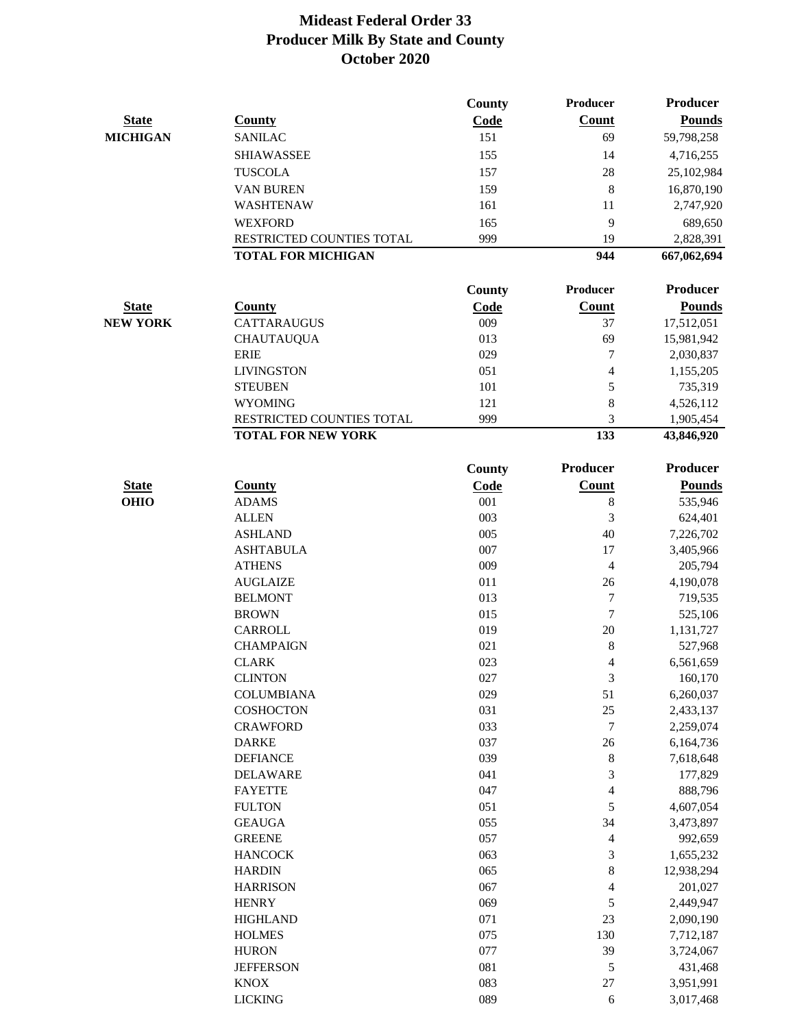# Mideast Federal Order 33
# Producer Milk By State and County
# October 2020

| State | County | County Code | Producer Count | Producer Pounds |
|---|---|---|---|---|
| MICHIGAN | SANILAC | 151 | 69 | 59,798,258 |
| | SHIAWASSEE | 155 | 14 | 4,716,255 |
| | TUSCOLA | 157 | 28 | 25,102,984 |
| | VAN BUREN | 159 | 8 | 16,870,190 |
| | WASHTENAW | 161 | 11 | 2,747,920 |
| | WEXFORD | 165 | 9 | 689,650 |
| | RESTRICTED COUNTIES TOTAL | 999 | 19 | 2,828,391 |
| | **TOTAL FOR MICHIGAN** | | **944** | **667,062,694** |

| State | County | County Code | Producer Count | Producer Pounds |
|---|---|---|---|---|
| NEW YORK | CATTARAUGUS | 009 | 37 | 17,512,051 |
| | CHAUTAUQUA | 013 | 69 | 15,981,942 |
| | ERIE | 029 | 7 | 2,030,837 |
| | LIVINGSTON | 051 | 4 | 1,155,205 |
| | STEUBEN | 101 | 5 | 735,319 |
| | WYOMING | 121 | 8 | 4,526,112 |
| | RESTRICTED COUNTIES TOTAL | 999 | 3 | 1,905,454 |
| | **TOTAL FOR NEW YORK** | | **133** | **43,846,920** |

| State | County | County Code | Producer Count | Producer Pounds |
|---|---|---|---|---|
| OHIO | ADAMS | 001 | 8 | 535,946 |
| | ALLEN | 003 | 3 | 624,401 |
| | ASHLAND | 005 | 40 | 7,226,702 |
| | ASHTABULA | 007 | 17 | 3,405,966 |
| | ATHENS | 009 | 4 | 205,794 |
| | AUGLAIZE | 011 | 26 | 4,190,078 |
| | BELMONT | 013 | 7 | 719,535 |
| | BROWN | 015 | 7 | 525,106 |
| | CARROLL | 019 | 20 | 1,131,727 |
| | CHAMPAIGN | 021 | 8 | 527,968 |
| | CLARK | 023 | 4 | 6,561,659 |
| | CLINTON | 027 | 3 | 160,170 |
| | COLUMBIANA | 029 | 51 | 6,260,037 |
| | COSHOCTON | 031 | 25 | 2,433,137 |
| | CRAWFORD | 033 | 7 | 2,259,074 |
| | DARKE | 037 | 26 | 6,164,736 |
| | DEFIANCE | 039 | 8 | 7,618,648 |
| | DELAWARE | 041 | 3 | 177,829 |
| | FAYETTE | 047 | 4 | 888,796 |
| | FULTON | 051 | 5 | 4,607,054 |
| | GEAUGA | 055 | 34 | 3,473,897 |
| | GREENE | 057 | 4 | 992,659 |
| | HANCOCK | 063 | 3 | 1,655,232 |
| | HARDIN | 065 | 8 | 12,938,294 |
| | HARRISON | 067 | 4 | 201,027 |
| | HENRY | 069 | 5 | 2,449,947 |
| | HIGHLAND | 071 | 23 | 2,090,190 |
| | HOLMES | 075 | 130 | 7,712,187 |
| | HURON | 077 | 39 | 3,724,067 |
| | JEFFERSON | 081 | 5 | 431,468 |
| | KNOX | 083 | 27 | 3,951,991 |
| | LICKING | 089 | 6 | 3,017,468 |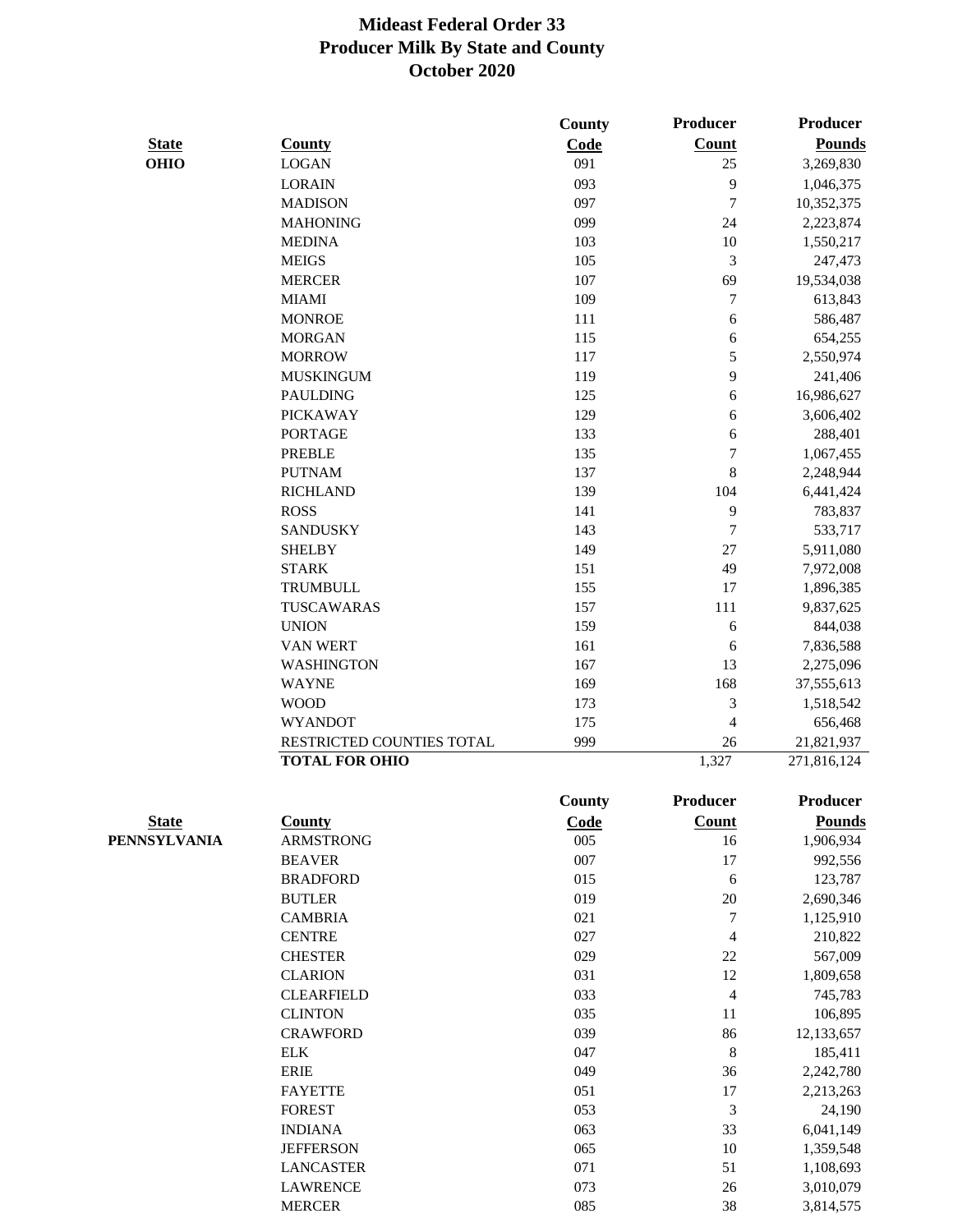# Mideast Federal Order 33
## Producer Milk By State and County
## October 2020

| State | County | County Code | Producer Count | Producer Pounds |
|---|---|---|---|---|
| OHIO | LOGAN | 091 | 25 | 3,269,830 |
| | LORAIN | 093 | 9 | 1,046,375 |
| | MADISON | 097 | 7 | 10,352,375 |
| | MAHONING | 099 | 24 | 2,223,874 |
| | MEDINA | 103 | 10 | 1,550,217 |
| | MEIGS | 105 | 3 | 247,473 |
| | MERCER | 107 | 69 | 19,534,038 |
| | MIAMI | 109 | 7 | 613,843 |
| | MONROE | 111 | 6 | 586,487 |
| | MORGAN | 115 | 6 | 654,255 |
| | MORROW | 117 | 5 | 2,550,974 |
| | MUSKINGUM | 119 | 9 | 241,406 |
| | PAULDING | 125 | 6 | 16,986,627 |
| | PICKAWAY | 129 | 6 | 3,606,402 |
| | PORTAGE | 133 | 6 | 288,401 |
| | PREBLE | 135 | 7 | 1,067,455 |
| | PUTNAM | 137 | 8 | 2,248,944 |
| | RICHLAND | 139 | 104 | 6,441,424 |
| | ROSS | 141 | 9 | 783,837 |
| | SANDUSKY | 143 | 7 | 533,717 |
| | SHELBY | 149 | 27 | 5,911,080 |
| | STARK | 151 | 49 | 7,972,008 |
| | TRUMBULL | 155 | 17 | 1,896,385 |
| | TUSCAWARAS | 157 | 111 | 9,837,625 |
| | UNION | 159 | 6 | 844,038 |
| | VAN WERT | 161 | 6 | 7,836,588 |
| | WASHINGTON | 167 | 13 | 2,275,096 |
| | WAYNE | 169 | 168 | 37,555,613 |
| | WOOD | 173 | 3 | 1,518,542 |
| | WYANDOT | 175 | 4 | 656,468 |
| | RESTRICTED COUNTIES TOTAL | 999 | 26 | 21,821,937 |
| | **TOTAL FOR OHIO** | | 1,327 | 271,816,124 |

| State | County | County Code | Producer Count | Producer Pounds |
|---|---|---|---|---|
| PENNSYLVANIA | ARMSTRONG | 005 | 16 | 1,906,934 |
| | BEAVER | 007 | 17 | 992,556 |
| | BRADFORD | 015 | 6 | 123,787 |
| | BUTLER | 019 | 20 | 2,690,346 |
| | CAMBRIA | 021 | 7 | 1,125,910 |
| | CENTRE | 027 | 4 | 210,822 |
| | CHESTER | 029 | 22 | 567,009 |
| | CLARION | 031 | 12 | 1,809,658 |
| | CLEARFIELD | 033 | 4 | 745,783 |
| | CLINTON | 035 | 11 | 106,895 |
| | CRAWFORD | 039 | 86 | 12,133,657 |
| | ELK | 047 | 8 | 185,411 |
| | ERIE | 049 | 36 | 2,242,780 |
| | FAYETTE | 051 | 17 | 2,213,263 |
| | FOREST | 053 | 3 | 24,190 |
| | INDIANA | 063 | 33 | 6,041,149 |
| | JEFFERSON | 065 | 10 | 1,359,548 |
| | LANCASTER | 071 | 51 | 1,108,693 |
| | LAWRENCE | 073 | 26 | 3,010,079 |
| | MERCER | 085 | 38 | 3,814,575 |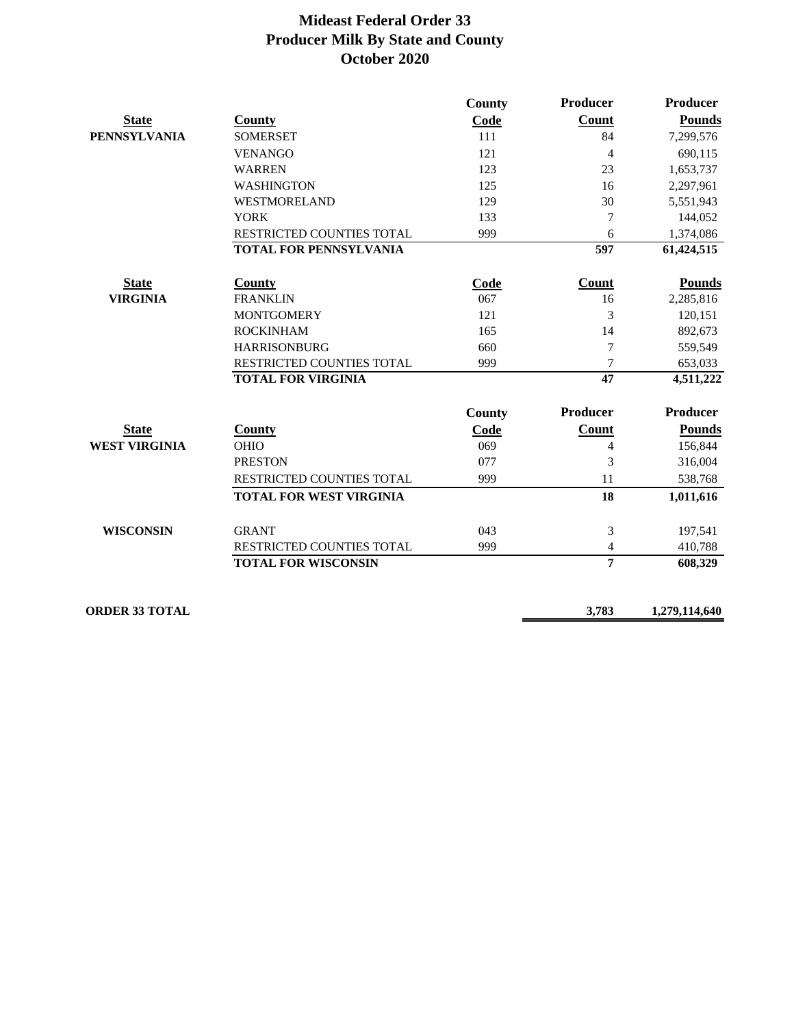# Mideast Federal Order 33
## Producer Milk By State and County
## October 2020

| State | County | County Code | Producer Count | Producer Pounds |
|---|---|---|---|---|
| PENNSYLVANIA | SOMERSET | 111 | 84 | 7,299,576 |
| | VENANGO | 121 | 4 | 690,115 |
| | WARREN | 123 | 23 | 1,653,737 |
| | WASHINGTON | 125 | 16 | 2,297,961 |
| | WESTMORELAND | 129 | 30 | 5,551,943 |
| | YORK | 133 | 7 | 144,052 |
| | RESTRICTED COUNTIES TOTAL | 999 | 6 | 1,374,086 |
| | **TOTAL FOR PENNSYLVANIA** | | **597** | **61,424,515** |

| State | County | Code | Count | Pounds |
|---|---|---|---|---|
| VIRGINIA | FRANKLIN | 067 | 16 | 2,285,816 |
| | MONTGOMERY | 121 | 3 | 120,151 |
| | ROCKINHAM | 165 | 14 | 892,673 |
| | HARRISONBURG | 660 | 7 | 559,549 |
| | RESTRICTED COUNTIES TOTAL | 999 | 7 | 653,033 |
| | **TOTAL FOR VIRGINIA** | | **47** | **4,511,222** |

| State | County | County Code | Producer Count | Producer Pounds |
|---|---|---|---|---|
| WEST VIRGINIA | OHIO | 069 | 4 | 156,844 |
| | PRESTON | 077 | 3 | 316,004 |
| | RESTRICTED COUNTIES TOTAL | 999 | 11 | 538,768 |
| | **TOTAL FOR WEST VIRGINIA** | | **18** | **1,011,616** |
| WISCONSIN | GRANT | 043 | 3 | 197,541 |
| | RESTRICTED COUNTIES TOTAL | 999 | 4 | 410,788 |
| | **TOTAL FOR WISCONSIN** | | **7** | **608,329** |
| **ORDER 33 TOTAL** | | | **3,783** | **1,279,114,640** |